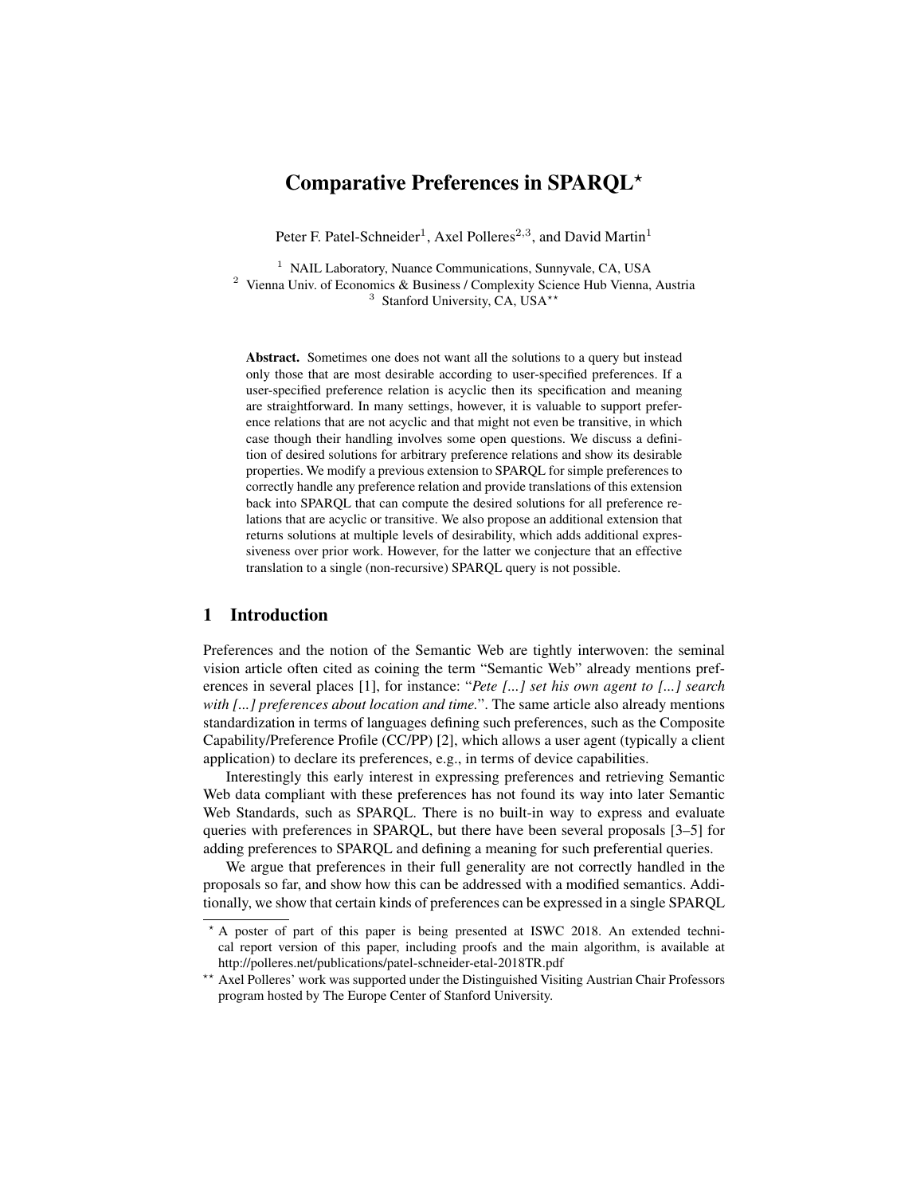# Comparative Preferences in SPARQL*

Peter F. Patel-Schneider[1], Axel Polleres[2,3], and David Martin[1]

[1] NAIL Laboratory, Nuance Communications, Sunnyvale, CA, USA
[2] Vienna Univ. of Economics & Business / Complexity Science Hub Vienna, Austria
[3] Stanford University, CA, USA**

**Abstract.** Sometimes one does not want all the solutions to a query but instead only those that are most desirable according to user-specified preferences. If a user-specified preference relation is acyclic then its specification and meaning are straightforward. In many settings, however, it is valuable to support preference relations that are not acyclic and that might not even be transitive, in which case though their handling involves some open questions. We discuss a definition of desired solutions for arbitrary preference relations and show its desirable properties. We modify a previous extension to SPARQL for simple preferences to correctly handle any preference relation and provide translations of this extension back into SPARQL that can compute the desired solutions for all preference relations that are acyclic or transitive. We also propose an additional extension that returns solutions at multiple levels of desirability, which adds additional expressiveness over prior work. However, for the latter we conjecture that an effective translation to a single (non-recursive) SPARQL query is not possible.

## 1 Introduction

Preferences and the notion of the Semantic Web are tightly interwoven: the seminal vision article often cited as coining the term "Semantic Web" already mentions preferences in several places [1], for instance: "*Pete [...] set his own agent to [...] search with [...] preferences about location and time.*". The same article also already mentions standardization in terms of languages defining such preferences, such as the Composite Capability/Preference Profile (CC/PP) [2], which allows a user agent (typically a client application) to declare its preferences, e.g., in terms of device capabilities.

Interestingly this early interest in expressing preferences and retrieving Semantic Web data compliant with these preferences has not found its way into later Semantic Web Standards, such as SPARQL. There is no built-in way to express and evaluate queries with preferences in SPARQL, but there have been several proposals [3–5] for adding preferences to SPARQL and defining a meaning for such preferential queries.

We argue that preferences in their full generality are not correctly handled in the proposals so far, and show how this can be addressed with a modified semantics. Additionally, we show that certain kinds of preferences can be expressed in a single SPARQL

---

* A poster of part of this paper is being presented at ISWC 2018. An extended technical report version of this paper, including proofs and the main algorithm, is available at http://polleres.net/publications/patel-schneider-etal-2018TR.pdf

** Axel Polleres' work was supported under the Distinguished Visiting Austrian Chair Professors program hosted by The Europe Center of Stanford University.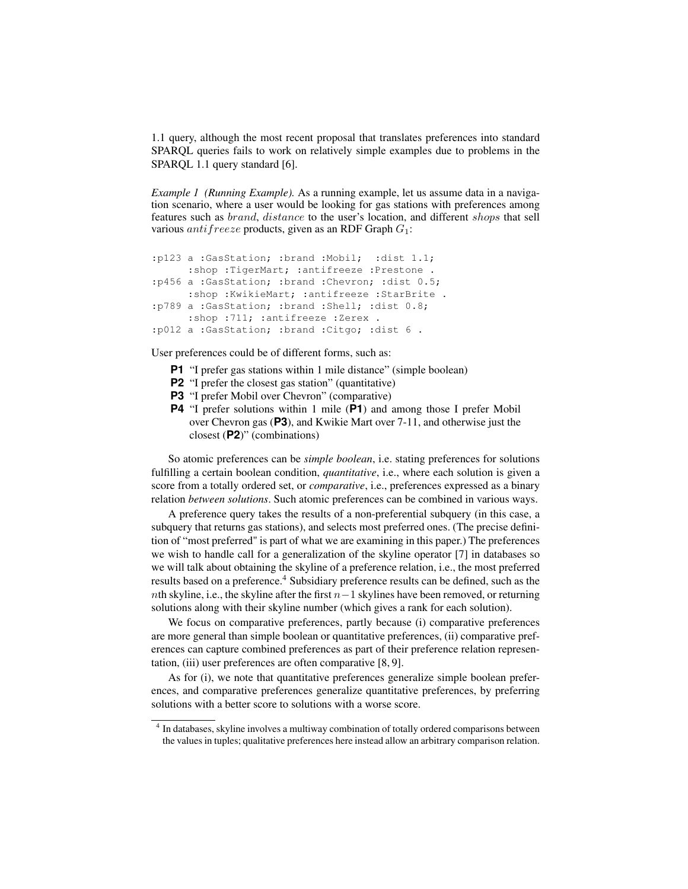1.1 query, although the most recent proposal that translates preferences into standard SPARQL queries fails to work on relatively simple examples due to problems in the SPARQL 1.1 query standard [6].

*Example 1 (Running Example).* As a running example, let us assume data in a navigation scenario, where a user would be looking for gas stations with preferences among features such as $brand$, $distance$ to the user's location, and different $shops$ that sell various $antifreeze$ products, given as an RDF Graph $G_1$:

```
:p123 a :GasStation; :brand :Mobil;  :dist 1.1;
      :shop :TigerMart; :antifreeze :Prestone .
:p456 a :GasStation; :brand :Chevron; :dist 0.5;
      :shop :KwikieMart; :antifreeze :StarBrite .
:p789 a :GasStation; :brand :Shell; :dist 0.8;
      :shop :711; :antifreeze :Zerex .
:p012 a :GasStation; :brand :Citgo; :dist 6 .
```

User preferences could be of different forms, such as:

- **P1** "I prefer gas stations within 1 mile distance" (simple boolean)
- **P2** "I prefer the closest gas station" (quantitative)
- **P3** "I prefer Mobil over Chevron" (comparative)
- **P4** "I prefer solutions within 1 mile (**P1**) and among those I prefer Mobil over Chevron gas (**P3**), and Kwikie Mart over 7-11, and otherwise just the closest (**P2**)" (combinations)

So atomic preferences can be *simple boolean*, i.e. stating preferences for solutions fulfilling a certain boolean condition, *quantitative*, i.e., where each solution is given a score from a totally ordered set, or *comparative*, i.e., preferences expressed as a binary relation *between solutions*. Such atomic preferences can be combined in various ways.

A preference query takes the results of a non-preferential subquery (in this case, a subquery that returns gas stations), and selects most preferred ones. (The precise definition of "most preferred" is part of what we are examining in this paper.) The preferences we wish to handle call for a generalization of the skyline operator [7] in databases so we will talk about obtaining the skyline of a preference relation, i.e., the most preferred results based on a preference.[4] Subsidiary preference results can be defined, such as the $n$th skyline, i.e., the skyline after the first $n-1$ skylines have been removed, or returning solutions along with their skyline number (which gives a rank for each solution).

We focus on comparative preferences, partly because (i) comparative preferences are more general than simple boolean or quantitative preferences, (ii) comparative preferences can capture combined preferences as part of their preference relation representation, (iii) user preferences are often comparative [8, 9].

As for (i), we note that quantitative preferences generalize simple boolean preferences, and comparative preferences generalize quantitative preferences, by preferring solutions with a better score to solutions with a worse score.

[4] In databases, skyline involves a multiway combination of totally ordered comparisons between the values in tuples; qualitative preferences here instead allow an arbitrary comparison relation.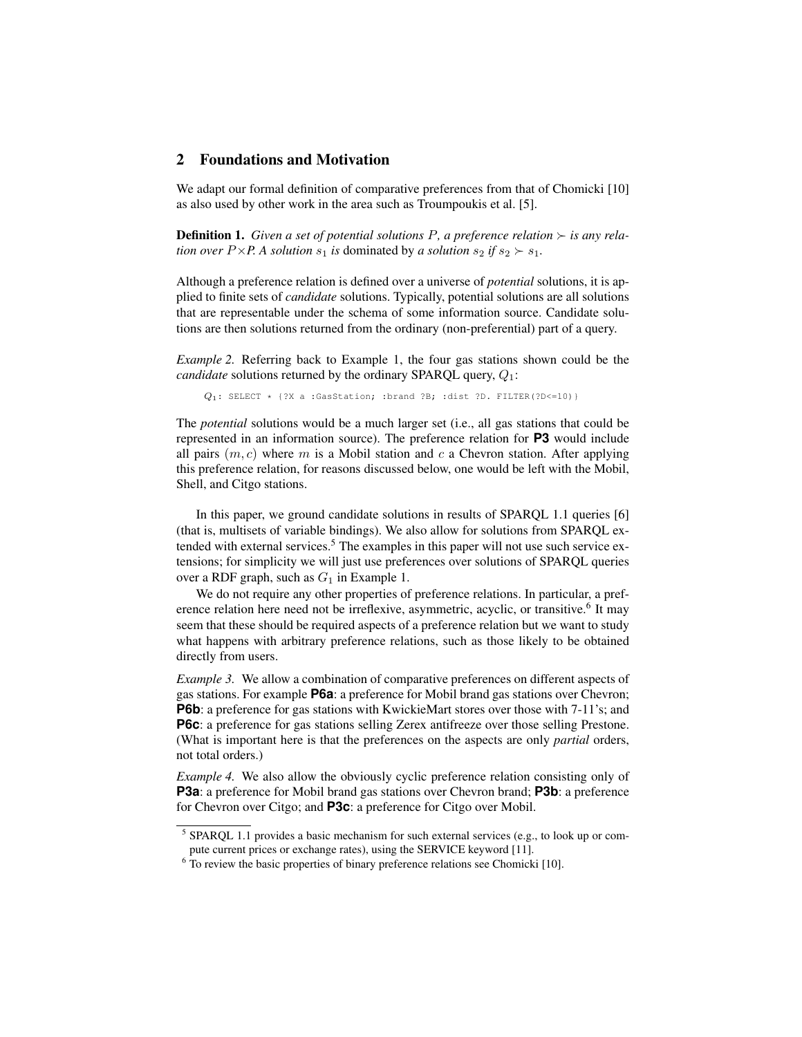## 2 Foundations and Motivation

We adapt our formal definition of comparative preferences from that of Chomicki [10] as also used by other work in the area such as Troumpoukis et al. [5].

**Definition 1.** *Given a set of potential solutions $P$, a preference relation $\succ$ is any relation over $P{\times}P$. A solution $s_1$ is* dominated by *a solution $s_2$ if $s_2 \succ s_1$.*

Although a preference relation is defined over a universe of *potential* solutions, it is applied to finite sets of *candidate* solutions. Typically, potential solutions are all solutions that are representable under the schema of some information source. Candidate solutions are then solutions returned from the ordinary (non-preferential) part of a query.

*Example 2.* Referring back to Example 1, the four gas stations shown could be the *candidate* solutions returned by the ordinary SPARQL query, $Q_1$:

```
Q1: SELECT * {?X a :GasStation; :brand ?B; :dist ?D. FILTER(?D<=10)}
```

The *potential* solutions would be a much larger set (i.e., all gas stations that could be represented in an information source). The preference relation for **P3** would include all pairs $(m, c)$ where $m$ is a Mobil station and $c$ a Chevron station. After applying this preference relation, for reasons discussed below, one would be left with the Mobil, Shell, and Citgo stations.

In this paper, we ground candidate solutions in results of SPARQL 1.1 queries [6] (that is, multisets of variable bindings). We also allow for solutions from SPARQL extended with external services.[5] The examples in this paper will not use such service extensions; for simplicity we will just use preferences over solutions of SPARQL queries over a RDF graph, such as $G_1$ in Example 1.

We do not require any other properties of preference relations. In particular, a preference relation here need not be irreflexive, asymmetric, acyclic, or transitive.[6] It may seem that these should be required aspects of a preference relation but we want to study what happens with arbitrary preference relations, such as those likely to be obtained directly from users.

*Example 3.* We allow a combination of comparative preferences on different aspects of gas stations. For example **P6a**: a preference for Mobil brand gas stations over Chevron; **P6b**: a preference for gas stations with KwickieMart stores over those with 7-11's; and **P6c**: a preference for gas stations selling Zerex antifreeze over those selling Prestone. (What is important here is that the preferences on the aspects are only *partial* orders, not total orders.)

*Example 4.* We also allow the obviously cyclic preference relation consisting only of **P3a**: a preference for Mobil brand gas stations over Chevron brand; **P3b**: a preference for Chevron over Citgo; and **P3c**: a preference for Citgo over Mobil.

[5] SPARQL 1.1 provides a basic mechanism for such external services (e.g., to look up or compute current prices or exchange rates), using the SERVICE keyword [11].

[6] To review the basic properties of binary preference relations see Chomicki [10].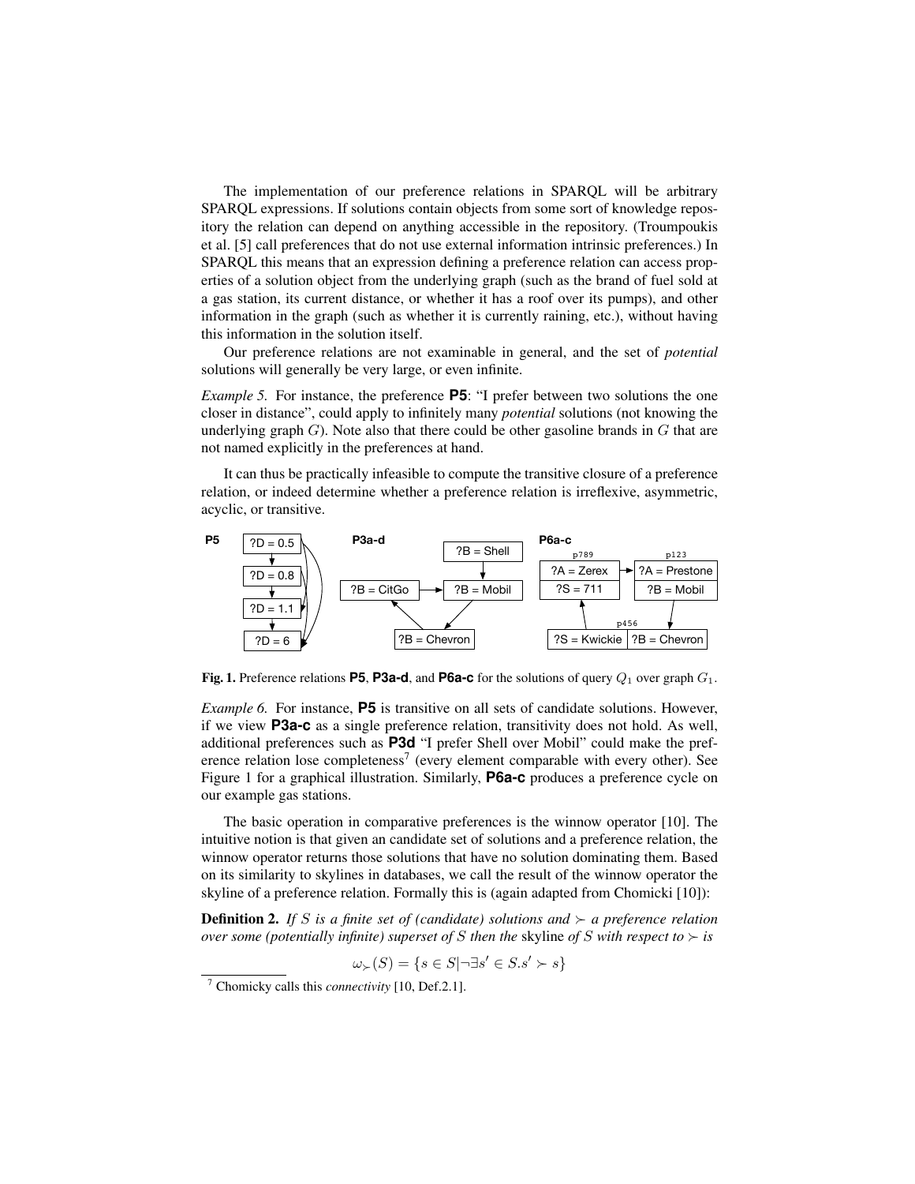The implementation of our preference relations in SPARQL will be arbitrary SPARQL expressions. If solutions contain objects from some sort of knowledge repository the relation can depend on anything accessible in the repository. (Troumpoukis et al. [5] call preferences that do not use external information intrinsic preferences.) In SPARQL this means that an expression defining a preference relation can access properties of a solution object from the underlying graph (such as the brand of fuel sold at a gas station, its current distance, or whether it has a roof over its pumps), and other information in the graph (such as whether it is currently raining, etc.), without having this information in the solution itself.

Our preference relations are not examinable in general, and the set of *potential* solutions will generally be very large, or even infinite.

*Example 5.* For instance, the preference **P5**: "I prefer between two solutions the one closer in distance", could apply to infinitely many *potential* solutions (not knowing the underlying graph $G$). Note also that there could be other gasoline brands in $G$ that are not named explicitly in the preferences at hand.

It can thus be practically infeasible to compute the transitive closure of a preference relation, or indeed determine whether a preference relation is irreflexive, asymmetric, acyclic, or transitive.

**Fig. 1.** Preference relations **P5**, **P3a-d**, and **P6a-c** for the solutions of query $Q_1$ over graph $G_1$.

*Example 6.* For instance, **P5** is transitive on all sets of candidate solutions. However, if we view **P3a-c** as a single preference relation, transitivity does not hold. As well, additional preferences such as **P3d** "I prefer Shell over Mobil" could make the preference relation lose completeness[7] (every element comparable with every other). See Figure 1 for a graphical illustration. Similarly, **P6a-c** produces a preference cycle on our example gas stations.

The basic operation in comparative preferences is the winnow operator [10]. The intuitive notion is that given an candidate set of solutions and a preference relation, the winnow operator returns those solutions that have no solution dominating them. Based on its similarity to skylines in databases, we call the result of the winnow operator the skyline of a preference relation. Formally this is (again adapted from Chomicki [10]):

**Definition 2.** *If $S$ is a finite set of (candidate) solutions and $\succ$ a preference relation over some (potentially infinite) superset of $S$ then the* skyline *of $S$ with respect to $\succ$ is*

$$\omega_{\succ}(S) = \{s \in S | \neg \exists s' \in S. s' \succ s\}$$

[7] Chomicky calls this *connectivity* [10, Def.2.1].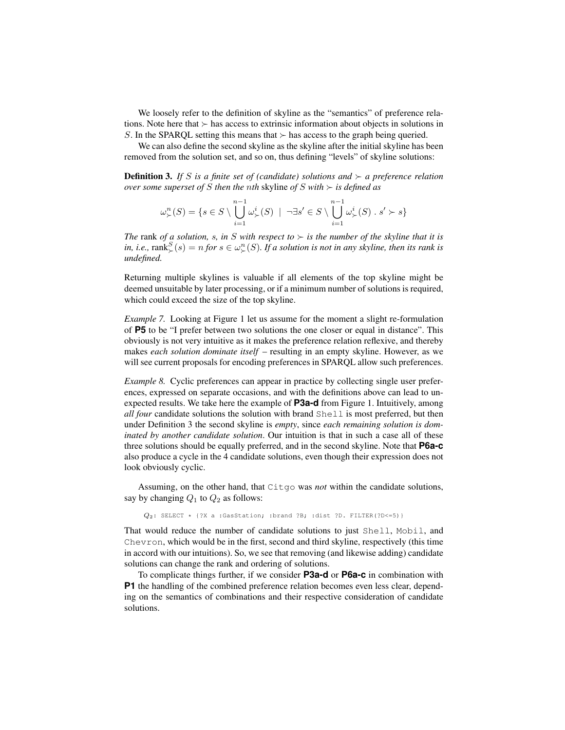We loosely refer to the definition of skyline as the "semantics" of preference relations. Note here that $\succ$ has access to extrinsic information about objects in solutions in $S$. In the SPARQL setting this means that $\succ$ has access to the graph being queried.

We can also define the second skyline as the skyline after the initial skyline has been removed from the solution set, and so on, thus defining "levels" of skyline solutions:

**Definition 3.** *If $S$ is a finite set of (candidate) solutions and $\succ$ a preference relation over some superset of $S$ then the $n$th* skyline *of $S$ with $\succ$ is defined as*

$$\omega^n_{\succ}(S) = \{s \in S \setminus \bigcup_{i=1}^{n-1} \omega^i_{\succ}(S) \;\mid\; \neg\exists s' \in S \setminus \bigcup_{i=1}^{n-1} \omega^i_{\succ}(S) \,.\, s' \succ s\}$$

*The* rank *of a solution, $s$, in $S$ with respect to $\succ$ is the number of the skyline that it is in, i.e.,* $\text{rank}^S_{\succ}(s) = n$ *for $s \in \omega^n_{\succ}(S)$. If a solution is not in any skyline, then its rank is undefined.*

Returning multiple skylines is valuable if all elements of the top skyline might be deemed unsuitable by later processing, or if a minimum number of solutions is required, which could exceed the size of the top skyline.

*Example 7.* Looking at Figure 1 let us assume for the moment a slight re-formulation of **P5** to be "I prefer between two solutions the one closer or equal in distance". This obviously is not very intuitive as it makes the preference relation reflexive, and thereby makes *each solution dominate itself* – resulting in an empty skyline. However, as we will see current proposals for encoding preferences in SPARQL allow such preferences.

*Example 8.* Cyclic preferences can appear in practice by collecting single user preferences, expressed on separate occasions, and with the definitions above can lead to unexpected results. We take here the example of **P3a-d** from Figure 1. Intuitively, among *all four* candidate solutions the solution with brand `Shell` is most preferred, but then under Definition 3 the second skyline is *empty*, since *each remaining solution is dominated by another candidate solution*. Our intuition is that in such a case all of these three solutions should be equally preferred, and in the second skyline. Note that **P6a-c** also produce a cycle in the 4 candidate solutions, even though their expression does not look obviously cyclic.

Assuming, on the other hand, that `Citgo` was *not* within the candidate solutions, say by changing $Q_1$ to $Q_2$ as follows:

```
Q2: SELECT * {?X a :GasStation; :brand ?B; :dist ?D. FILTER(?D<=5)}
```

That would reduce the number of candidate solutions to just `Shell`, `Mobil`, and `Chevron`, which would be in the first, second and third skyline, respectively (this time in accord with our intuitions). So, we see that removing (and likewise adding) candidate solutions can change the rank and ordering of solutions.

To complicate things further, if we consider **P3a-d** or **P6a-c** in combination with **P1** the handling of the combined preference relation becomes even less clear, depending on the semantics of combinations and their respective consideration of candidate solutions.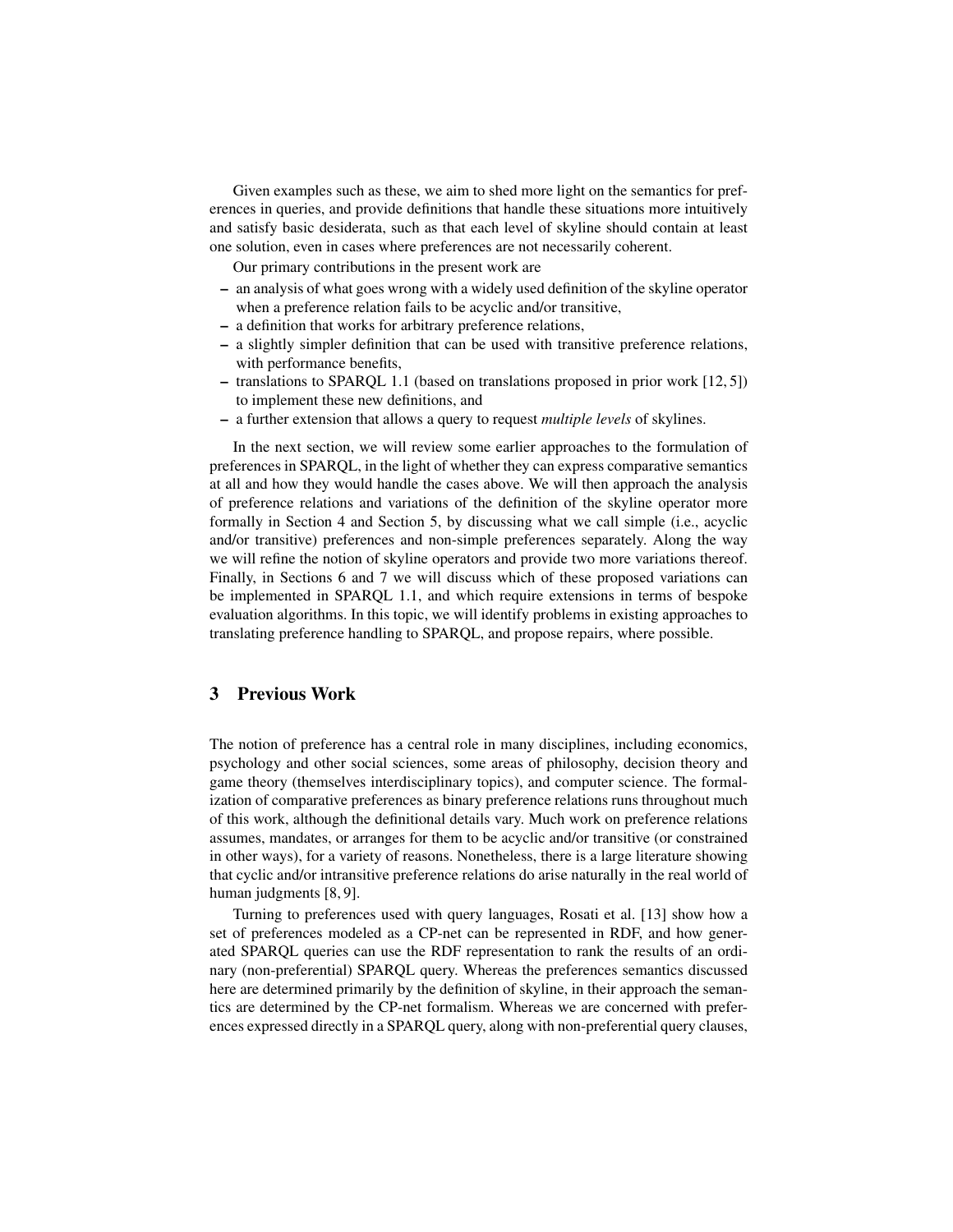Given examples such as these, we aim to shed more light on the semantics for preferences in queries, and provide definitions that handle these situations more intuitively and satisfy basic desiderata, such as that each level of skyline should contain at least one solution, even in cases where preferences are not necessarily coherent.

Our primary contributions in the present work are

- an analysis of what goes wrong with a widely used definition of the skyline operator when a preference relation fails to be acyclic and/or transitive,
- a definition that works for arbitrary preference relations,
- a slightly simpler definition that can be used with transitive preference relations, with performance benefits,
- translations to SPARQL 1.1 (based on translations proposed in prior work [12, 5]) to implement these new definitions, and
- a further extension that allows a query to request *multiple levels* of skylines.

In the next section, we will review some earlier approaches to the formulation of preferences in SPARQL, in the light of whether they can express comparative semantics at all and how they would handle the cases above. We will then approach the analysis of preference relations and variations of the definition of the skyline operator more formally in Section 4 and Section 5, by discussing what we call simple (i.e., acyclic and/or transitive) preferences and non-simple preferences separately. Along the way we will refine the notion of skyline operators and provide two more variations thereof. Finally, in Sections 6 and 7 we will discuss which of these proposed variations can be implemented in SPARQL 1.1, and which require extensions in terms of bespoke evaluation algorithms. In this topic, we will identify problems in existing approaches to translating preference handling to SPARQL, and propose repairs, where possible.

## 3 Previous Work

The notion of preference has a central role in many disciplines, including economics, psychology and other social sciences, some areas of philosophy, decision theory and game theory (themselves interdisciplinary topics), and computer science. The formalization of comparative preferences as binary preference relations runs throughout much of this work, although the definitional details vary. Much work on preference relations assumes, mandates, or arranges for them to be acyclic and/or transitive (or constrained in other ways), for a variety of reasons. Nonetheless, there is a large literature showing that cyclic and/or intransitive preference relations do arise naturally in the real world of human judgments [8, 9].

Turning to preferences used with query languages, Rosati et al. [13] show how a set of preferences modeled as a CP-net can be represented in RDF, and how generated SPARQL queries can use the RDF representation to rank the results of an ordinary (non-preferential) SPARQL query. Whereas the preferences semantics discussed here are determined primarily by the definition of skyline, in their approach the semantics are determined by the CP-net formalism. Whereas we are concerned with preferences expressed directly in a SPARQL query, along with non-preferential query clauses,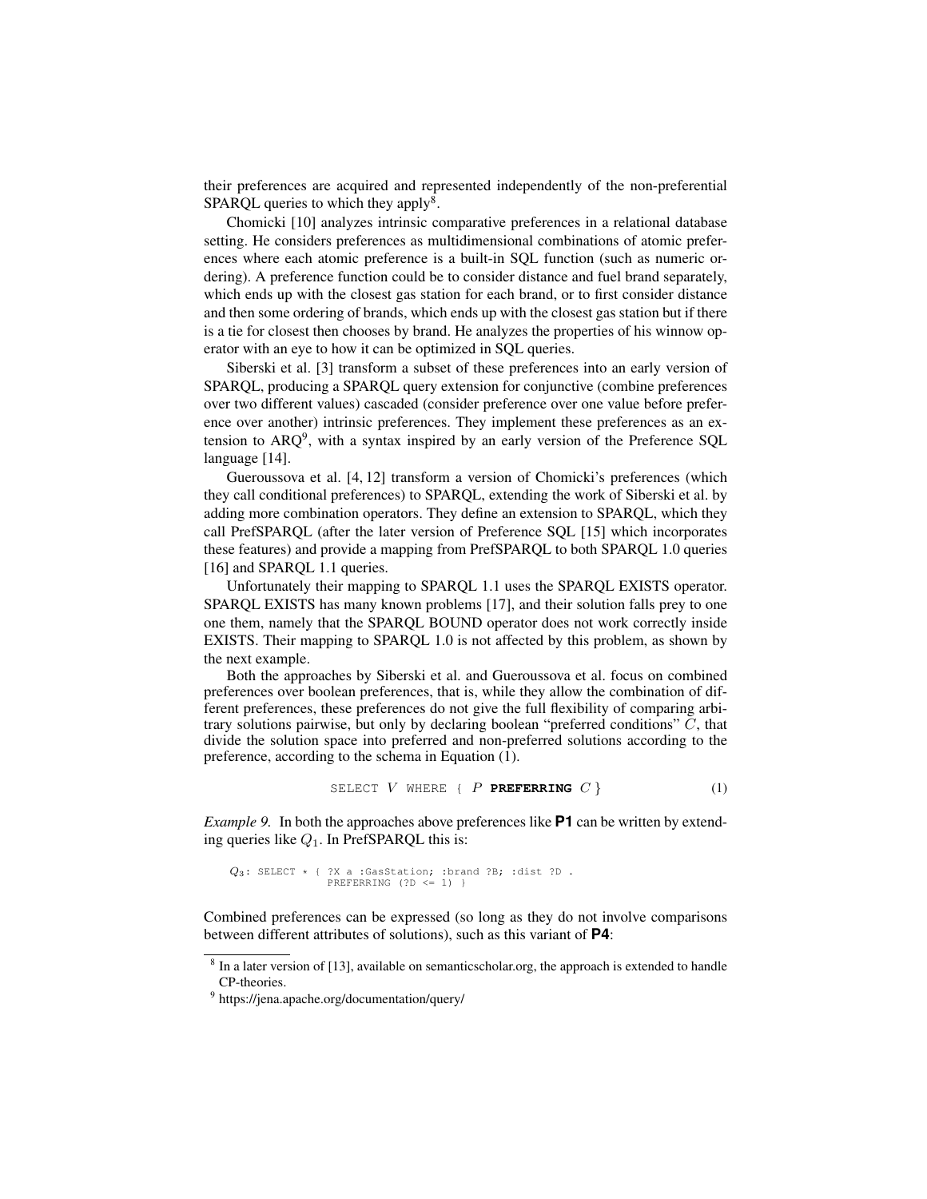their preferences are acquired and represented independently of the non-preferential SPARQL queries to which they apply[8].

Chomicki [10] analyzes intrinsic comparative preferences in a relational database setting. He considers preferences as multidimensional combinations of atomic preferences where each atomic preference is a built-in SQL function (such as numeric ordering). A preference function could be to consider distance and fuel brand separately, which ends up with the closest gas station for each brand, or to first consider distance and then some ordering of brands, which ends up with the closest gas station but if there is a tie for closest then chooses by brand. He analyzes the properties of his winnow operator with an eye to how it can be optimized in SQL queries.

Siberski et al. [3] transform a subset of these preferences into an early version of SPARQL, producing a SPARQL query extension for conjunctive (combine preferences over two different values) cascaded (consider preference over one value before preference over another) intrinsic preferences. They implement these preferences as an extension to ARQ[9], with a syntax inspired by an early version of the Preference SQL language [14].

Gueroussova et al. [4, 12] transform a version of Chomicki's preferences (which they call conditional preferences) to SPARQL, extending the work of Siberski et al. by adding more combination operators. They define an extension to SPARQL, which they call PrefSPARQL (after the later version of Preference SQL [15] which incorporates these features) and provide a mapping from PrefSPARQL to both SPARQL 1.0 queries [16] and SPARQL 1.1 queries.

Unfortunately their mapping to SPARQL 1.1 uses the SPARQL EXISTS operator. SPARQL EXISTS has many known problems [17], and their solution falls prey to one one them, namely that the SPARQL BOUND operator does not work correctly inside EXISTS. Their mapping to SPARQL 1.0 is not affected by this problem, as shown by the next example.

Both the approaches by Siberski et al. and Gueroussova et al. focus on combined preferences over boolean preferences, that is, while they allow the combination of different preferences, these preferences do not give the full flexibility of comparing arbitrary solutions pairwise, but only by declaring boolean "preferred conditions" $C$, that divide the solution space into preferred and non-preferred solutions according to the preference, according to the schema in Equation (1).

$$\texttt{SELECT } V \texttt{ WHERE \{ } P \textbf{ PREFERRING } C \texttt{ \}} \tag{1}$$

*Example 9.* In both the approaches above preferences like **P1** can be written by extending queries like $Q_1$. In PrefSPARQL this is:

```
Q3: SELECT * { ?X a :GasStation; :brand ?B; :dist ?D .
               PREFERRING (?D <= 1) }
```

Combined preferences can be expressed (so long as they do not involve comparisons between different attributes of solutions), such as this variant of **P4**:

---

[8] In a later version of [13], available on semanticscholar.org, the approach is extended to handle CP-theories.

[9] https://jena.apache.org/documentation/query/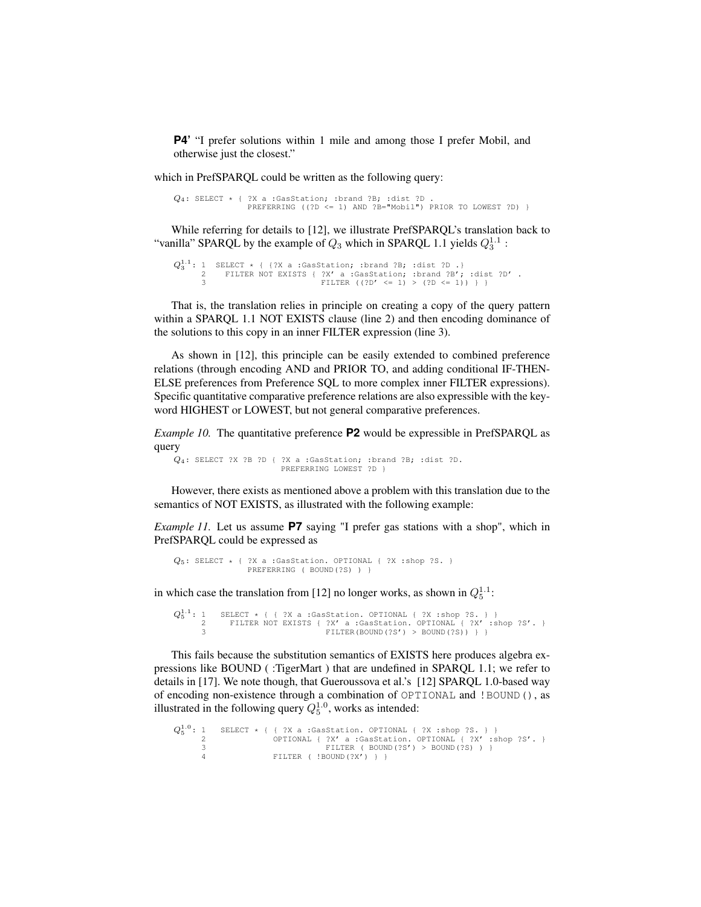**P4'** "I prefer solutions within 1 mile and among those I prefer Mobil, and otherwise just the closest."

which in PrefSPARQL could be written as the following query:

```
Q4: SELECT * { ?X a :GasStation; :brand ?B; :dist ?D .
              PREFERRING ((?D <= 1) AND ?B="Mobil") PRIOR TO LOWEST ?D) }
```

While referring for details to [12], we illustrate PrefSPARQL's translation back to "vanilla" SPARQL by the example of $Q_3$ which in SPARQL 1.1 yields $Q_3^{1.1}$ :

```
Q3^1.1: 1  SELECT * { {?X a :GasStation; :brand ?B; :dist ?D .}
        2    FILTER NOT EXISTS { ?X' a :GasStation; :brand ?B'; :dist ?D' .
        3                        FILTER ((?D' <= 1) > (?D <= 1)) } }
```

That is, the translation relies in principle on creating a copy of the query pattern within a SPARQL 1.1 NOT EXISTS clause (line 2) and then encoding dominance of the solutions to this copy in an inner FILTER expression (line 3).

As shown in [12], this principle can be easily extended to combined preference relations (through encoding AND and PRIOR TO, and adding conditional IF-THEN-ELSE preferences from Preference SQL to more complex inner FILTER expressions). Specific quantitative comparative preference relations are also expressible with the keyword HIGHEST or LOWEST, but not general comparative preferences.

*Example 10.* The quantitative preference **P2** would be expressible in PrefSPARQL as query

```
Q4: SELECT ?X ?B ?D { ?X a :GasStation; :brand ?B; :dist ?D.
                     PREFERRING LOWEST ?D }
```

However, there exists as mentioned above a problem with this translation due to the semantics of NOT EXISTS, as illustrated with the following example:

*Example 11.* Let us assume **P7** saying "I prefer gas stations with a shop", which in PrefSPARQL could be expressed as

```
Q5: SELECT * { ?X a :GasStation. OPTIONAL { ?X :shop ?S. }
              PREFERRING ( BOUND(?S) ) }
```

in which case the translation from [12] no longer works, as shown in $Q_5^{1.1}$:

```
Q5^1.1: 1   SELECT * { { ?X a :GasStation. OPTIONAL { ?X :shop ?S. } }
        2     FILTER NOT EXISTS { ?X' a :GasStation. OPTIONAL { ?X' :shop ?S'. }
        3                         FILTER(BOUND(?S') > BOUND(?S)) } }
```

This fails because the substitution semantics of EXISTS here produces algebra expressions like BOUND ( :TigerMart ) that are undefined in SPARQL 1.1; we refer to details in [17]. We note though, that Gueroussova et al.'s [12] SPARQL 1.0-based way of encoding non-existence through a combination of `OPTIONAL` and `!BOUND()`, as illustrated in the following query $Q_5^{1.0}$, works as intended:

```
Q5^1.0: 1   SELECT * { { ?X a :GasStation. OPTIONAL { ?X :shop ?S. } }
        2             OPTIONAL { ?X' a :GasStation. OPTIONAL { ?X' :shop ?S'. }
        3                        FILTER ( BOUND(?S') > BOUND(?S) ) }
        4             FILTER ( !BOUND(?X') ) }
```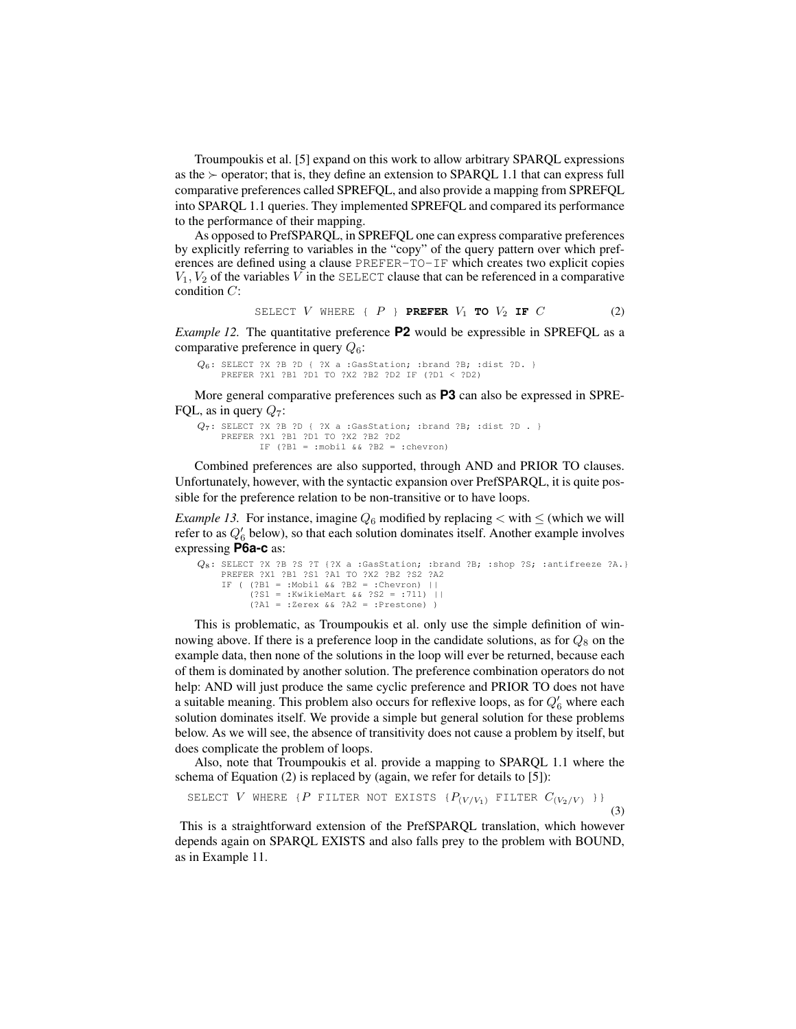Troumpoukis et al. [5] expand on this work to allow arbitrary SPARQL expressions as the $\succ$ operator; that is, they define an extension to SPARQL 1.1 that can express full comparative preferences called SPREFQL, and also provide a mapping from SPREFQL into SPARQL 1.1 queries. They implemented SPREFQL and compared its performance to the performance of their mapping.

As opposed to PrefSPARQL, in SPREFQL one can express comparative preferences by explicitly referring to variables in the "copy" of the query pattern over which preferences are defined using a clause PREFER-TO-IF which creates two explicit copies $V_1, V_2$ of the variables $V$ in the SELECT clause that can be referenced in a comparative condition $C$:

$$\texttt{SELECT } V \texttt{ WHERE \{ } P \texttt{ \} } \textbf{PREFER } V_1 \textbf{ TO } V_2 \textbf{ IF } C \tag{2}$$

*Example 12.* The quantitative preference **P2** would be expressible in SPREFQL as a comparative preference in query $Q_6$:

```
Q6: SELECT ?X ?B ?D { ?X a :GasStation; :brand ?B; :dist ?D. }
    PREFER ?X1 ?B1 ?D1 TO ?X2 ?B2 ?D2 IF (?D1 < ?D2)
```

More general comparative preferences such as **P3** can also be expressed in SPREFQL, as in query $Q_7$:

```
Q7: SELECT ?X ?B ?D { ?X a :GasStation; :brand ?B; :dist ?D . }
    PREFER ?X1 ?B1 ?D1 TO ?X2 ?B2 ?D2
           IF (?B1 = :mobil && ?B2 = :chevron)
```

Combined preferences are also supported, through AND and PRIOR TO clauses. Unfortunately, however, with the syntactic expansion over PrefSPARQL, it is quite possible for the preference relation to be non-transitive or to have loops.

*Example 13.* For instance, imagine $Q_6$ modified by replacing $<$ with $\leq$ (which we will refer to as $Q_6'$ below), so that each solution dominates itself. Another example involves expressing **P6a-c** as:

```
Q8: SELECT ?X ?B ?S ?T {?X a :GasStation; :brand ?B; :shop ?S; :antifreeze ?A.}
    PREFER ?X1 ?B1 ?S1 ?A1 TO ?X2 ?B2 ?S2 ?A2
    IF ( (?B1 = :Mobil && ?B2 = :Chevron) ||
         (?S1 = :KwikieMart && ?S2 = :711) ||
         (?A1 = :Zerex && ?A2 = :Prestone) )
```

This is problematic, as Troumpoukis et al. only use the simple definition of winnowing above. If there is a preference loop in the candidate solutions, as for $Q_8$ on the example data, then none of the solutions in the loop will ever be returned, because each of them is dominated by another solution. The preference combination operators do not help: AND will just produce the same cyclic preference and PRIOR TO does not have a suitable meaning. This problem also occurs for reflexive loops, as for $Q_6'$ where each solution dominates itself. We provide a simple but general solution for these problems below. As we will see, the absence of transitivity does not cause a problem by itself, but does complicate the problem of loops.

Also, note that Troumpoukis et al. provide a mapping to SPARQL 1.1 where the schema of Equation (2) is replaced by (again, we refer for details to [5]):

$$\texttt{SELECT } V \texttt{ WHERE \{} P \texttt{ FILTER NOT EXISTS \{} P_{(V/V_1)} \texttt{ FILTER } C_{(V_2/V)} \texttt{ \}\}} \tag{3}$$

This is a straightforward extension of the PrefSPARQL translation, which however depends again on SPARQL EXISTS and also falls prey to the problem with BOUND, as in Example 11.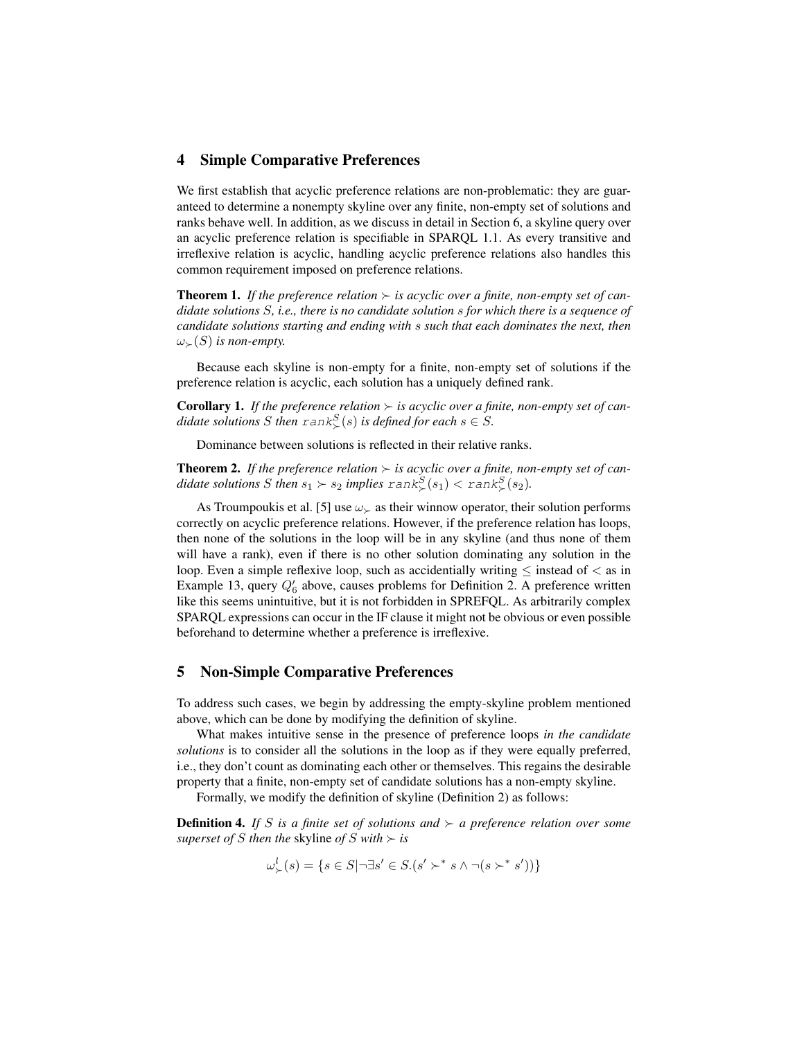## 4 Simple Comparative Preferences

We first establish that acyclic preference relations are non-problematic: they are guaranteed to determine a nonempty skyline over any finite, non-empty set of solutions and ranks behave well. In addition, as we discuss in detail in Section 6, a skyline query over an acyclic preference relation is specifiable in SPARQL 1.1. As every transitive and irreflexive relation is acyclic, handling acyclic preference relations also handles this common requirement imposed on preference relations.

**Theorem 1.** *If the preference relation $\succ$ is acyclic over a finite, non-empty set of candidate solutions $S$, i.e., there is no candidate solution $s$ for which there is a sequence of candidate solutions starting and ending with $s$ such that each dominates the next, then $\omega_{\succ}(S)$ is non-empty.*

Because each skyline is non-empty for a finite, non-empty set of solutions if the preference relation is acyclic, each solution has a uniquely defined rank.

**Corollary 1.** *If the preference relation $\succ$ is acyclic over a finite, non-empty set of candidate solutions $S$ then $\mathtt{rank}^S_{\succ}(s)$ is defined for each $s \in S$.*

Dominance between solutions is reflected in their relative ranks.

**Theorem 2.** *If the preference relation $\succ$ is acyclic over a finite, non-empty set of candidate solutions $S$ then $s_1 \succ s_2$ implies $\mathtt{rank}^S_{\succ}(s_1) < \mathtt{rank}^S_{\succ}(s_2)$.*

As Troumpoukis et al. [5] use $\omega_{\succ}$ as their winnow operator, their solution performs correctly on acyclic preference relations. However, if the preference relation has loops, then none of the solutions in the loop will be in any skyline (and thus none of them will have a rank), even if there is no other solution dominating any solution in the loop. Even a simple reflexive loop, such as accidentially writing $\leq$ instead of $<$ as in Example 13, query $Q'_6$ above, causes problems for Definition 2. A preference written like this seems unintuitive, but it is not forbidden in SPREFQL. As arbitrarily complex SPARQL expressions can occur in the IF clause it might not be obvious or even possible beforehand to determine whether a preference is irreflexive.

## 5 Non-Simple Comparative Preferences

To address such cases, we begin by addressing the empty-skyline problem mentioned above, which can be done by modifying the definition of skyline.

What makes intuitive sense in the presence of preference loops *in the candidate solutions* is to consider all the solutions in the loop as if they were equally preferred, i.e., they don't count as dominating each other or themselves. This regains the desirable property that a finite, non-empty set of candidate solutions has a non-empty skyline.

Formally, we modify the definition of skyline (Definition 2) as follows:

**Definition 4.** *If $S$ is a finite set of solutions and $\succ$ a preference relation over some superset of $S$ then the* skyline *of $S$ with $\succ$ is*

$$\omega^l_{\succ}(s) = \{s \in S | \neg \exists s' \in S.(s' \succ^* s \wedge \neg(s \succ^* s'))\}$$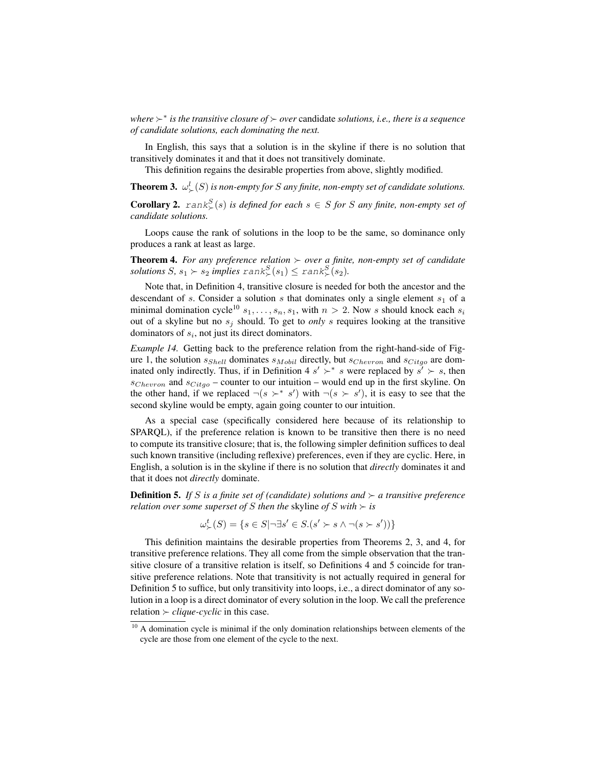*where $\succ^*$ is the transitive closure of $\succ$ over* candidate *solutions, i.e., there is a sequence of candidate solutions, each dominating the next.*

In English, this says that a solution is in the skyline if there is no solution that transitively dominates it and that it does not transitively dominate.

This definition regains the desirable properties from above, slightly modified.

**Theorem 3.** *$\omega^l_\succ(S)$ is non-empty for $S$ any finite, non-empty set of candidate solutions.*

**Corollary 2.** *$\mathtt{rank}^S_\succ(s)$ is defined for each $s \in S$ for $S$ any finite, non-empty set of candidate solutions.*

Loops cause the rank of solutions in the loop to be the same, so dominance only produces a rank at least as large.

**Theorem 4.** *For any preference relation $\succ$ over a finite, non-empty set of candidate solutions $S$, $s_1 \succ s_2$ implies $\mathtt{rank}^S_\succ(s_1) \leq \mathtt{rank}^S_\succ(s_2)$.*

Note that, in Definition 4, transitive closure is needed for both the ancestor and the descendant of $s$. Consider a solution $s$ that dominates only a single element $s_1$ of a minimal domination cycle[10] $s_1, \ldots, s_n, s_1$, with $n > 2$. Now $s$ should knock each $s_i$ out of a skyline but no $s_j$ should. To get to *only* $s$ requires looking at the transitive dominators of $s_i$, not just its direct dominators.

*Example 14.* Getting back to the preference relation from the right-hand-side of Figure 1, the solution $s_{Shell}$ dominates $s_{Mobil}$ directly, but $s_{Chevron}$ and $s_{Citgo}$ are dominated only indirectly. Thus, if in Definition 4 $s' \succ^* s$ were replaced by $s' \succ s$, then $s_{Chevron}$ and $s_{Citgo}$ – counter to our intuition – would end up in the first skyline. On the other hand, if we replaced $\neg(s \succ^* s')$ with $\neg(s \succ s')$, it is easy to see that the second skyline would be empty, again going counter to our intuition.

As a special case (specifically considered here because of its relationship to SPARQL), if the preference relation is known to be transitive then there is no need to compute its transitive closure; that is, the following simpler definition suffices to deal such known transitive (including reflexive) preferences, even if they are cyclic. Here, in English, a solution is in the skyline if there is no solution that *directly* dominates it and that it does not *directly* dominate.

**Definition 5.** *If $S$ is a finite set of (candidate) solutions and $\succ$ a transitive preference relation over some superset of $S$ then the* skyline *of $S$ with $\succ$ is*

$$\omega^t_\succ(S) = \{s \in S | \neg\exists s' \in S.(s' \succ s \wedge \neg(s \succ s'))\}$$

This definition maintains the desirable properties from Theorems 2, 3, and 4, for transitive preference relations. They all come from the simple observation that the transitive closure of a transitive relation is itself, so Definitions 4 and 5 coincide for transitive preference relations. Note that transitivity is not actually required in general for Definition 5 to suffice, but only transitivity into loops, i.e., a direct dominator of any solution in a loop is a direct dominator of every solution in the loop. We call the preference relation $\succ$ *clique-cyclic* in this case.

[10] A domination cycle is minimal if the only domination relationships between elements of the cycle are those from one element of the cycle to the next.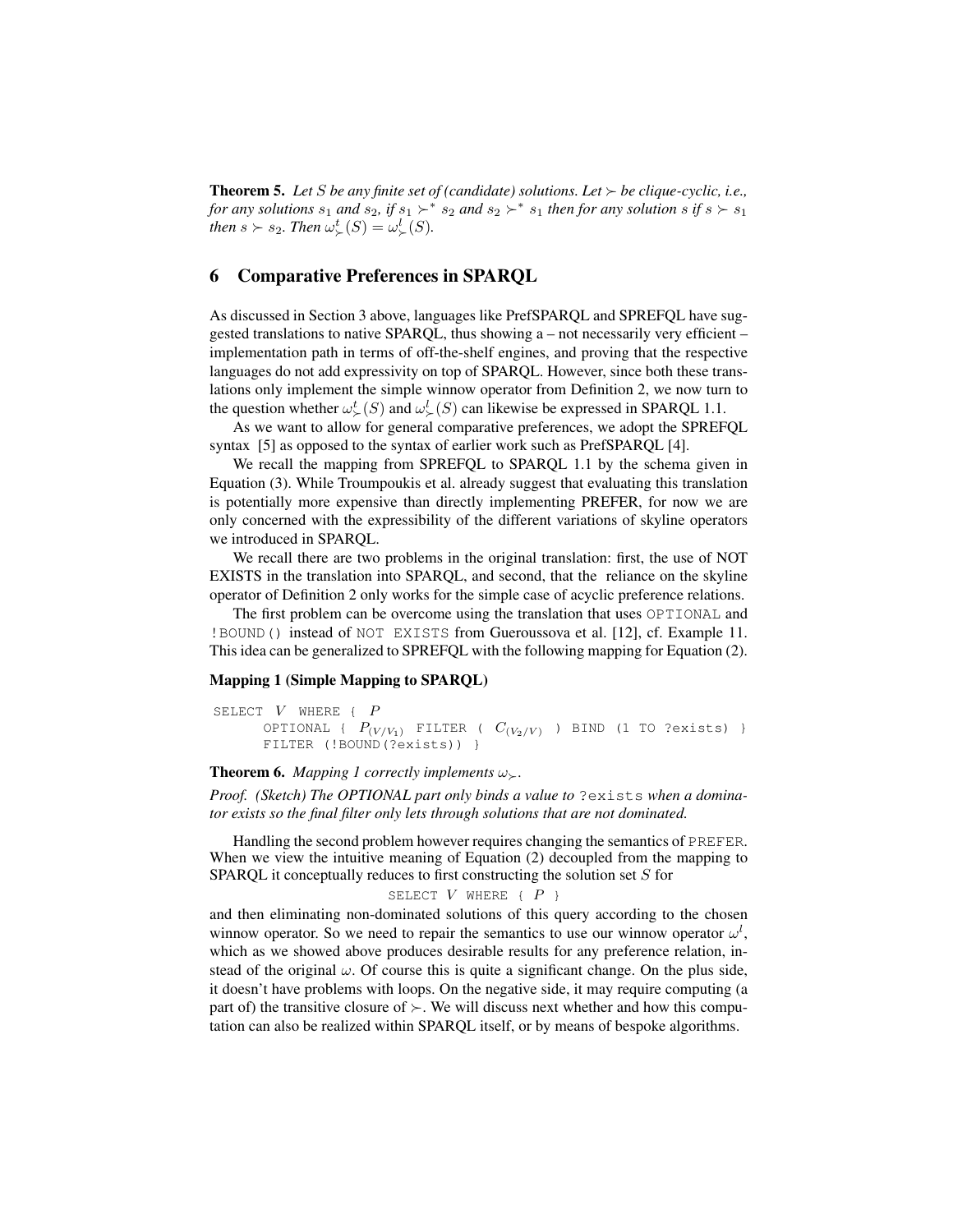**Theorem 5.** *Let $S$ be any finite set of (candidate) solutions. Let $\succ$ be clique-cyclic, i.e., for any solutions $s_1$ and $s_2$, if $s_1 \succ^* s_2$ and $s_2 \succ^* s_1$ then for any solution $s$ if $s \succ s_1$ then $s \succ s_2$. Then $\omega^t_\succ(S) = \omega^l_\succ(S)$.*

## 6 Comparative Preferences in SPARQL

As discussed in Section 3 above, languages like PrefSPARQL and SPREFQL have suggested translations to native SPARQL, thus showing a – not necessarily very efficient – implementation path in terms of off-the-shelf engines, and proving that the respective languages do not add expressivity on top of SPARQL. However, since both these translations only implement the simple winnow operator from Definition 2, we now turn to the question whether $\omega^t_\succ(S)$ and $\omega^l_\succ(S)$ can likewise be expressed in SPARQL 1.1.

As we want to allow for general comparative preferences, we adopt the SPREFQL syntax [5] as opposed to the syntax of earlier work such as PrefSPARQL [4].

We recall the mapping from SPREFQL to SPARQL 1.1 by the schema given in Equation (3). While Troumpoukis et al. already suggest that evaluating this translation is potentially more expensive than directly implementing PREFER, for now we are only concerned with the expressibility of the different variations of skyline operators we introduced in SPARQL.

We recall there are two problems in the original translation: first, the use of NOT EXISTS in the translation into SPARQL, and second, that the reliance on the skyline operator of Definition 2 only works for the simple case of acyclic preference relations.

The first problem can be overcome using the translation that uses `OPTIONAL` and `!BOUND()` instead of `NOT EXISTS` from Gueroussova et al. [12], cf. Example 11. This idea can be generalized to SPREFQL with the following mapping for Equation (2).

**Mapping 1 (Simple Mapping to SPARQL)**

```
SELECT V WHERE { P
      OPTIONAL { P_(V/V1) FILTER ( C_(V2/V) ) BIND (1 TO ?exists) }
      FILTER (!BOUND(?exists)) }
```

**Theorem 6.** *Mapping 1 correctly implements $\omega_\succ$.*

*Proof. (Sketch) The OPTIONAL part only binds a value to* `?exists` *when a dominator exists so the final filter only lets through solutions that are not dominated.*

Handling the second problem however requires changing the semantics of `PREFER`. When we view the intuitive meaning of Equation (2) decoupled from the mapping to SPARQL it conceptually reduces to first constructing the solution set $S$ for

`SELECT` $V$ `WHERE {` $P$ `}`

and then eliminating non-dominated solutions of this query according to the chosen winnow operator. So we need to repair the semantics to use our winnow operator $\omega^l$, which as we showed above produces desirable results for any preference relation, instead of the original $\omega$. Of course this is quite a significant change. On the plus side, it doesn't have problems with loops. On the negative side, it may require computing (a part of) the transitive closure of $\succ$. We will discuss next whether and how this computation can also be realized within SPARQL itself, or by means of bespoke algorithms.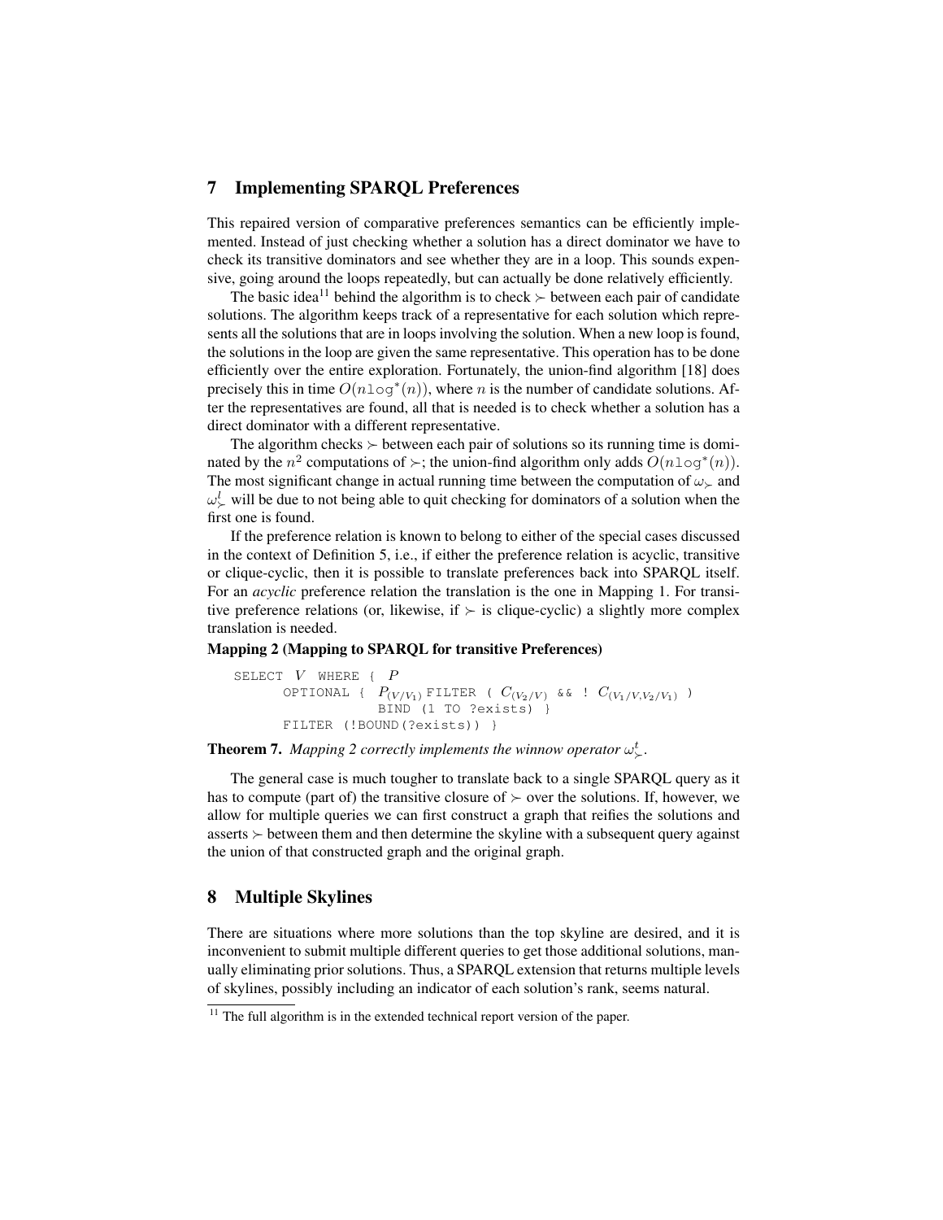## 7 Implementing SPARQL Preferences

This repaired version of comparative preferences semantics can be efficiently implemented. Instead of just checking whether a solution has a direct dominator we have to check its transitive dominators and see whether they are in a loop. This sounds expensive, going around the loops repeatedly, but can actually be done relatively efficiently.

The basic idea[11] behind the algorithm is to check $\succ$ between each pair of candidate solutions. The algorithm keeps track of a representative for each solution which represents all the solutions that are in loops involving the solution. When a new loop is found, the solutions in the loop are given the same representative. This operation has to be done efficiently over the entire exploration. Fortunately, the union-find algorithm [18] does precisely this in time $O(n\log^*(n))$, where $n$ is the number of candidate solutions. After the representatives are found, all that is needed is to check whether a solution has a direct dominator with a different representative.

The algorithm checks $\succ$ between each pair of solutions so its running time is dominated by the $n^2$ computations of $\succ$; the union-find algorithm only adds $O(n\log^*(n))$. The most significant change in actual running time between the computation of $\omega_\succ$ and $\omega^l_\succ$ will be due to not being able to quit checking for dominators of a solution when the first one is found.

If the preference relation is known to belong to either of the special cases discussed in the context of Definition 5, i.e., if either the preference relation is acyclic, transitive or clique-cyclic, then it is possible to translate preferences back into SPARQL itself. For an *acyclic* preference relation the translation is the one in Mapping 1. For transitive preference relations (or, likewise, if $\succ$ is clique-cyclic) a slightly more complex translation is needed.

**Mapping 2 (Mapping to SPARQL for transitive Preferences)**

```
SELECT V WHERE { P
      OPTIONAL { P_(V/V1) FILTER ( C_(V2/V) && ! C_(V1/V,V2/V1) )
                 BIND (1 TO ?exists) }
      FILTER (!BOUND(?exists)) }
```

**Theorem 7.** *Mapping 2 correctly implements the winnow operator $\omega^t_\succ$.*

The general case is much tougher to translate back to a single SPARQL query as it has to compute (part of) the transitive closure of $\succ$ over the solutions. If, however, we allow for multiple queries we can first construct a graph that reifies the solutions and asserts $\succ$ between them and then determine the skyline with a subsequent query against the union of that constructed graph and the original graph.

## 8 Multiple Skylines

There are situations where more solutions than the top skyline are desired, and it is inconvenient to submit multiple different queries to get those additional solutions, manually eliminating prior solutions. Thus, a SPARQL extension that returns multiple levels of skylines, possibly including an indicator of each solution's rank, seems natural.

[11] The full algorithm is in the extended technical report version of the paper.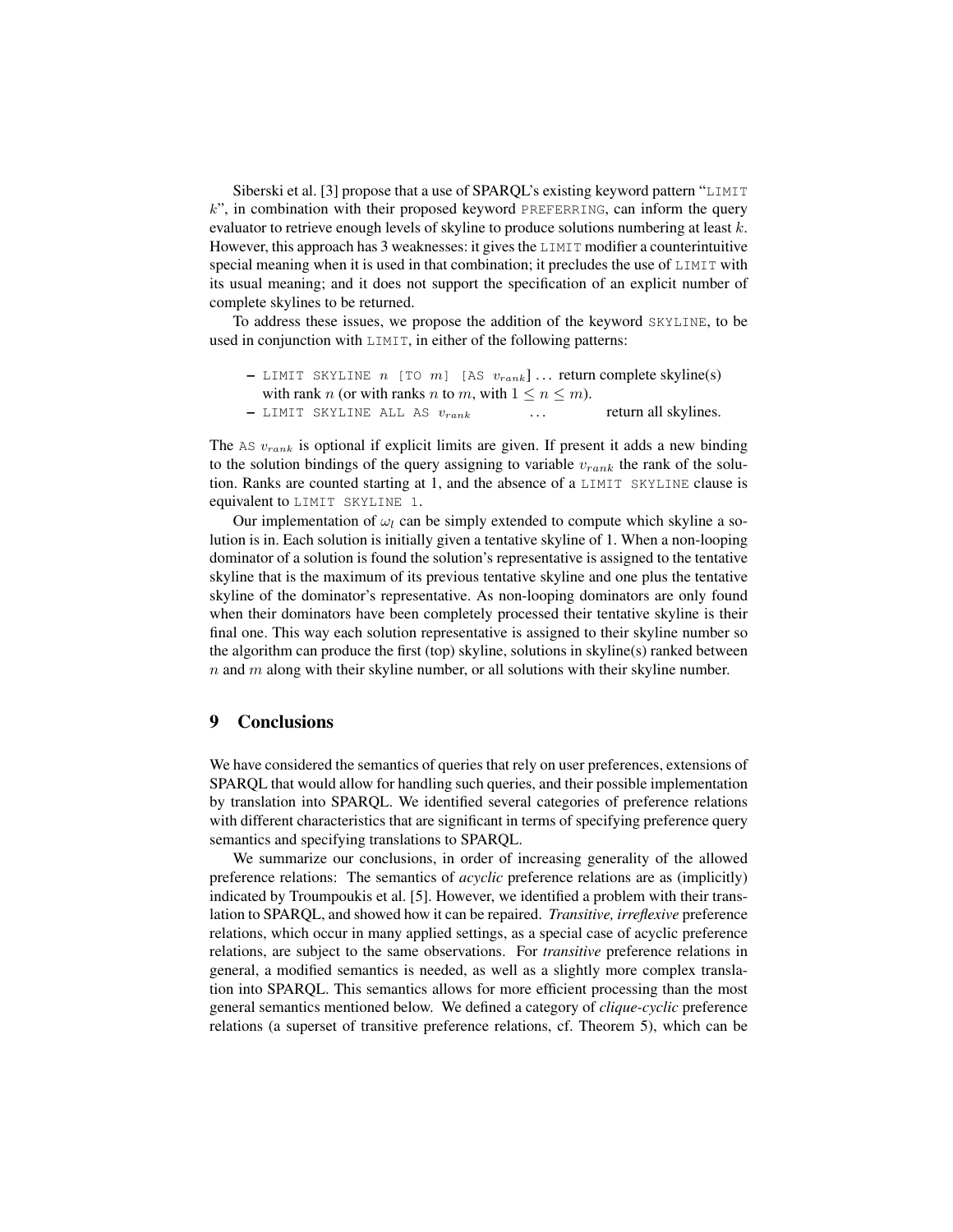Siberski et al. [3] propose that a use of SPARQL's existing keyword pattern "LIMIT $k$", in combination with their proposed keyword PREFERRING, can inform the query evaluator to retrieve enough levels of skyline to produce solutions numbering at least $k$. However, this approach has 3 weaknesses: it gives the LIMIT modifier a counterintuitive special meaning when it is used in that combination; it precludes the use of LIMIT with its usual meaning; and it does not support the specification of an explicit number of complete skylines to be returned.

To address these issues, we propose the addition of the keyword SKYLINE, to be used in conjunction with LIMIT, in either of the following patterns:

- LIMIT SKYLINE $n$ [TO $m$] [AS $v_{rank}$] … return complete skyline(s) with rank $n$ (or with ranks $n$ to $m$, with $1 \leq n \leq m$).
- LIMIT SKYLINE ALL AS $v_{rank}$ … return all skylines.

The AS $v_{rank}$ is optional if explicit limits are given. If present it adds a new binding to the solution bindings of the query assigning to variable $v_{rank}$ the rank of the solution. Ranks are counted starting at 1, and the absence of a LIMIT SKYLINE clause is equivalent to LIMIT SKYLINE 1.

Our implementation of $\omega_l$ can be simply extended to compute which skyline a solution is in. Each solution is initially given a tentative skyline of 1. When a non-looping dominator of a solution is found the solution's representative is assigned to the tentative skyline that is the maximum of its previous tentative skyline and one plus the tentative skyline of the dominator's representative. As non-looping dominators are only found when their dominators have been completely processed their tentative skyline is their final one. This way each solution representative is assigned to their skyline number so the algorithm can produce the first (top) skyline, solutions in skyline(s) ranked between $n$ and $m$ along with their skyline number, or all solutions with their skyline number.

## 9 Conclusions

We have considered the semantics of queries that rely on user preferences, extensions of SPARQL that would allow for handling such queries, and their possible implementation by translation into SPARQL. We identified several categories of preference relations with different characteristics that are significant in terms of specifying preference query semantics and specifying translations to SPARQL.

We summarize our conclusions, in order of increasing generality of the allowed preference relations: The semantics of *acyclic* preference relations are as (implicitly) indicated by Troumpoukis et al. [5]. However, we identified a problem with their translation to SPARQL, and showed how it can be repaired. *Transitive, irreflexive* preference relations, which occur in many applied settings, as a special case of acyclic preference relations, are subject to the same observations. For *transitive* preference relations in general, a modified semantics is needed, as well as a slightly more complex translation into SPARQL. This semantics allows for more efficient processing than the most general semantics mentioned below. We defined a category of *clique-cyclic* preference relations (a superset of transitive preference relations, cf. Theorem 5), which can be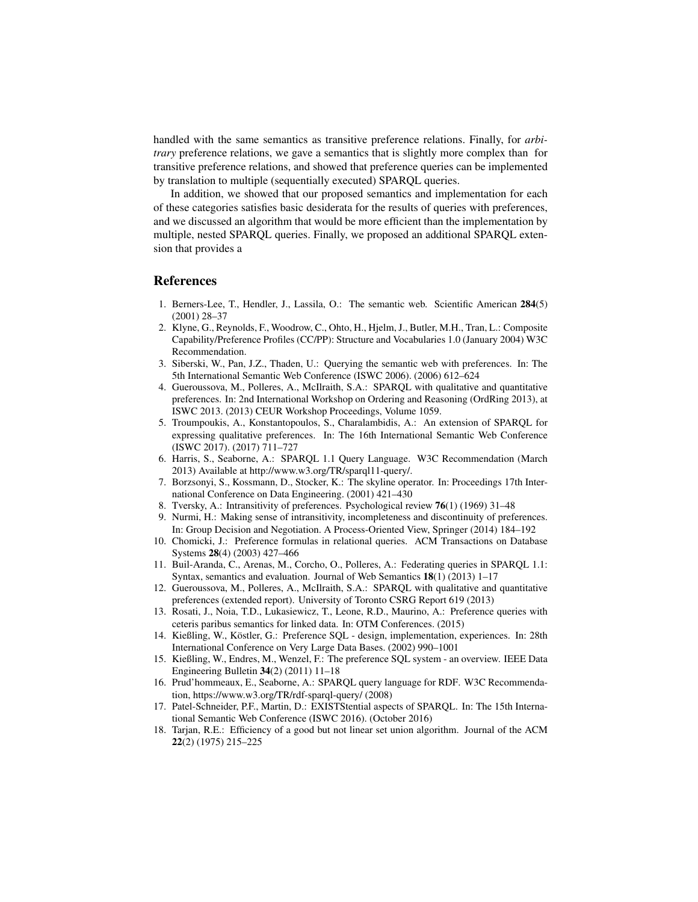handled with the same semantics as transitive preference relations. Finally, for *arbitrary* preference relations, we gave a semantics that is slightly more complex than for transitive preference relations, and showed that preference queries can be implemented by translation to multiple (sequentially executed) SPARQL queries.

In addition, we showed that our proposed semantics and implementation for each of these categories satisfies basic desiderata for the results of queries with preferences, and we discussed an algorithm that would be more efficient than the implementation by multiple, nested SPARQL queries. Finally, we proposed an additional SPARQL extension that provides a

## References

1. Berners-Lee, T., Hendler, J., Lassila, O.: The semantic web. Scientific American **284**(5) (2001) 28–37
2. Klyne, G., Reynolds, F., Woodrow, C., Ohto, H., Hjelm, J., Butler, M.H., Tran, L.: Composite Capability/Preference Profiles (CC/PP): Structure and Vocabularies 1.0 (January 2004) W3C Recommendation.
3. Siberski, W., Pan, J.Z., Thaden, U.: Querying the semantic web with preferences. In: The 5th International Semantic Web Conference (ISWC 2006). (2006) 612–624
4. Gueroussova, M., Polleres, A., McIlraith, S.A.: SPARQL with qualitative and quantitative preferences. In: 2nd International Workshop on Ordering and Reasoning (OrdRing 2013), at ISWC 2013. (2013) CEUR Workshop Proceedings, Volume 1059.
5. Troumpoukis, A., Konstantopoulos, S., Charalambidis, A.: An extension of SPARQL for expressing qualitative preferences. In: The 16th International Semantic Web Conference (ISWC 2017). (2017) 711–727
6. Harris, S., Seaborne, A.: SPARQL 1.1 Query Language. W3C Recommendation (March 2013) Available at http://www.w3.org/TR/sparql11-query/.
7. Borzsonyi, S., Kossmann, D., Stocker, K.: The skyline operator. In: Proceedings 17th International Conference on Data Engineering. (2001) 421–430
8. Tversky, A.: Intransitivity of preferences. Psychological review **76**(1) (1969) 31–48
9. Nurmi, H.: Making sense of intransitivity, incompleteness and discontinuity of preferences. In: Group Decision and Negotiation. A Process-Oriented View, Springer (2014) 184–192
10. Chomicki, J.: Preference formulas in relational queries. ACM Transactions on Database Systems **28**(4) (2003) 427–466
11. Buil-Aranda, C., Arenas, M., Corcho, O., Polleres, A.: Federating queries in SPARQL 1.1: Syntax, semantics and evaluation. Journal of Web Semantics **18**(1) (2013) 1–17
12. Gueroussova, M., Polleres, A., McIlraith, S.A.: SPARQL with qualitative and quantitative preferences (extended report). University of Toronto CSRG Report 619 (2013)
13. Rosati, J., Noia, T.D., Lukasiewicz, T., Leone, R.D., Maurino, A.: Preference queries with ceteris paribus semantics for linked data. In: OTM Conferences. (2015)
14. Kießling, W., Köstler, G.: Preference SQL - design, implementation, experiences. In: 28th International Conference on Very Large Data Bases. (2002) 990–1001
15. Kießling, W., Endres, M., Wenzel, F.: The preference SQL system - an overview. IEEE Data Engineering Bulletin **34**(2) (2011) 11–18
16. Prud'hommeaux, E., Seaborne, A.: SPARQL query language for RDF. W3C Recommendation, https://www.w3.org/TR/rdf-sparql-query/ (2008)
17. Patel-Schneider, P.F., Martin, D.: EXISTStential aspects of SPARQL. In: The 15th International Semantic Web Conference (ISWC 2016). (October 2016)
18. Tarjan, R.E.: Efficiency of a good but not linear set union algorithm. Journal of the ACM **22**(2) (1975) 215–225